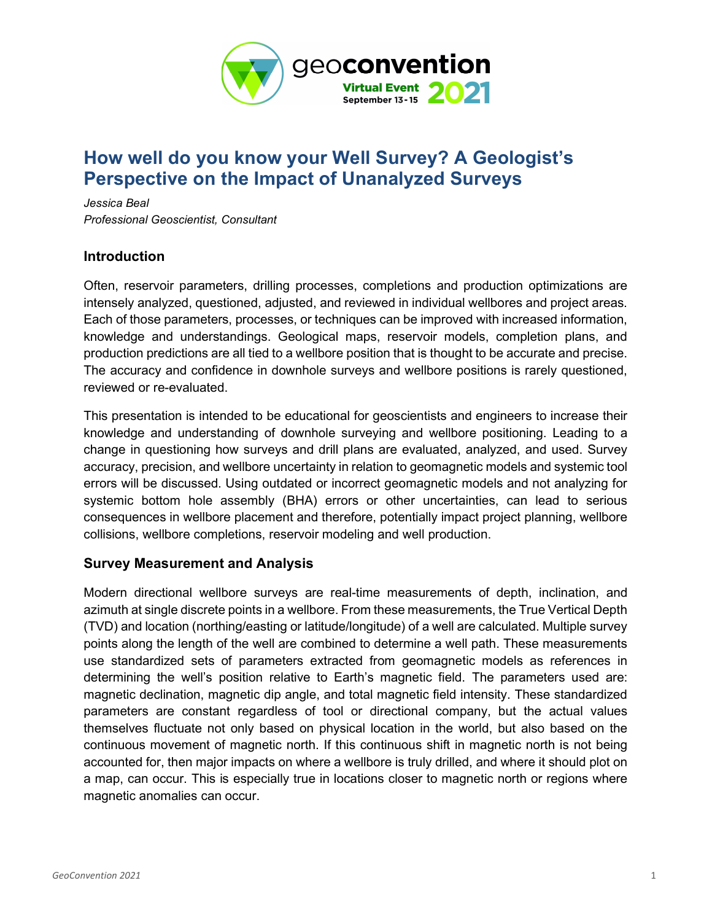# How well do you know your Well Survey? A Geologist's Perspective on the Impact of Unanalyzed Surveys

*Jessica Beal*
*Professional Geoscientist, Consultant*

## Introduction

Often, reservoir parameters, drilling processes, completions and production optimizations are intensely analyzed, questioned, adjusted, and reviewed in individual wellbores and project areas. Each of those parameters, processes, or techniques can be improved with increased information, knowledge and understandings. Geological maps, reservoir models, completion plans, and production predictions are all tied to a wellbore position that is thought to be accurate and precise. The accuracy and confidence in downhole surveys and wellbore positions is rarely questioned, reviewed or re-evaluated.

This presentation is intended to be educational for geoscientists and engineers to increase their knowledge and understanding of downhole surveying and wellbore positioning. Leading to a change in questioning how surveys and drill plans are evaluated, analyzed, and used. Survey accuracy, precision, and wellbore uncertainty in relation to geomagnetic models and systemic tool errors will be discussed. Using outdated or incorrect geomagnetic models and not analyzing for systemic bottom hole assembly (BHA) errors or other uncertainties, can lead to serious consequences in wellbore placement and therefore, potentially impact project planning, wellbore collisions, wellbore completions, reservoir modeling and well production.

## Survey Measurement and Analysis

Modern directional wellbore surveys are real-time measurements of depth, inclination, and azimuth at single discrete points in a wellbore. From these measurements, the True Vertical Depth (TVD) and location (northing/easting or latitude/longitude) of a well are calculated. Multiple survey points along the length of the well are combined to determine a well path. These measurements use standardized sets of parameters extracted from geomagnetic models as references in determining the well's position relative to Earth's magnetic field. The parameters used are: magnetic declination, magnetic dip angle, and total magnetic field intensity. These standardized parameters are constant regardless of tool or directional company, but the actual values themselves fluctuate not only based on physical location in the world, but also based on the continuous movement of magnetic north. If this continuous shift in magnetic north is not being accounted for, then major impacts on where a wellbore is truly drilled, and where it should plot on a map, can occur. This is especially true in locations closer to magnetic north or regions where magnetic anomalies can occur.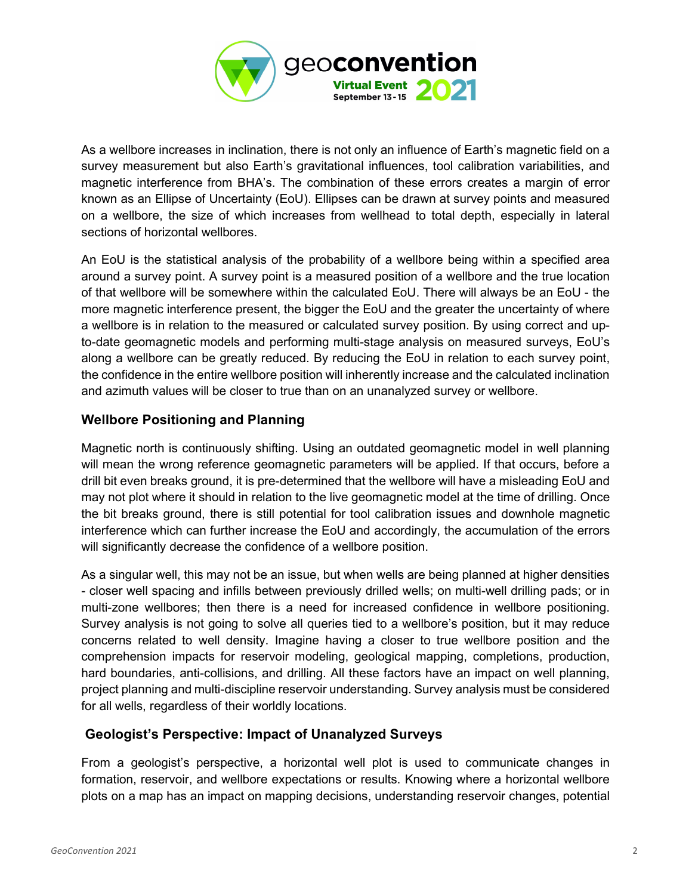As a wellbore increases in inclination, there is not only an influence of Earth's magnetic field on a survey measurement but also Earth's gravitational influences, tool calibration variabilities, and magnetic interference from BHA's. The combination of these errors creates a margin of error known as an Ellipse of Uncertainty (EoU). Ellipses can be drawn at survey points and measured on a wellbore, the size of which increases from wellhead to total depth, especially in lateral sections of horizontal wellbores.

An EoU is the statistical analysis of the probability of a wellbore being within a specified area around a survey point. A survey point is a measured position of a wellbore and the true location of that wellbore will be somewhere within the calculated EoU. There will always be an EoU - the more magnetic interference present, the bigger the EoU and the greater the uncertainty of where a wellbore is in relation to the measured or calculated survey position. By using correct and up-to-date geomagnetic models and performing multi-stage analysis on measured surveys, EoU's along a wellbore can be greatly reduced. By reducing the EoU in relation to each survey point, the confidence in the entire wellbore position will inherently increase and the calculated inclination and azimuth values will be closer to true than on an unanalyzed survey or wellbore.

## Wellbore Positioning and Planning

Magnetic north is continuously shifting. Using an outdated geomagnetic model in well planning will mean the wrong reference geomagnetic parameters will be applied. If that occurs, before a drill bit even breaks ground, it is pre-determined that the wellbore will have a misleading EoU and may not plot where it should in relation to the live geomagnetic model at the time of drilling. Once the bit breaks ground, there is still potential for tool calibration issues and downhole magnetic interference which can further increase the EoU and accordingly, the accumulation of the errors will significantly decrease the confidence of a wellbore position.

As a singular well, this may not be an issue, but when wells are being planned at higher densities - closer well spacing and infills between previously drilled wells; on multi-well drilling pads; or in multi-zone wellbores; then there is a need for increased confidence in wellbore positioning. Survey analysis is not going to solve all queries tied to a wellbore's position, but it may reduce concerns related to well density. Imagine having a closer to true wellbore position and the comprehension impacts for reservoir modeling, geological mapping, completions, production, hard boundaries, anti-collisions, and drilling. All these factors have an impact on well planning, project planning and multi-discipline reservoir understanding. Survey analysis must be considered for all wells, regardless of their worldly locations.

## Geologist's Perspective: Impact of Unanalyzed Surveys

From a geologist's perspective, a horizontal well plot is used to communicate changes in formation, reservoir, and wellbore expectations or results. Knowing where a horizontal wellbore plots on a map has an impact on mapping decisions, understanding reservoir changes, potential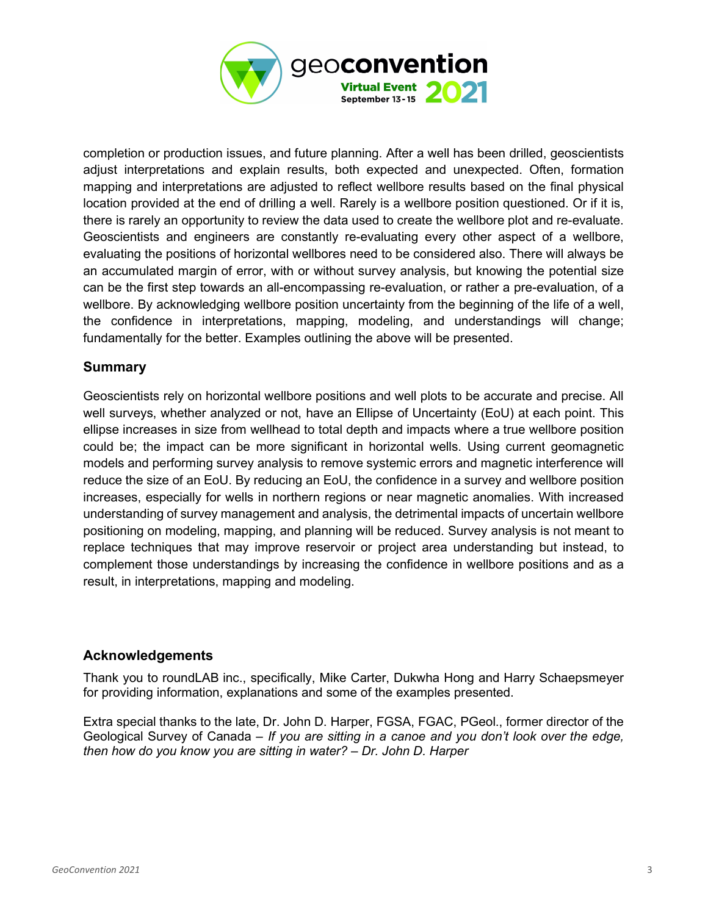completion or production issues, and future planning. After a well has been drilled, geoscientists adjust interpretations and explain results, both expected and unexpected. Often, formation mapping and interpretations are adjusted to reflect wellbore results based on the final physical location provided at the end of drilling a well. Rarely is a wellbore position questioned. Or if it is, there is rarely an opportunity to review the data used to create the wellbore plot and re-evaluate. Geoscientists and engineers are constantly re-evaluating every other aspect of a wellbore, evaluating the positions of horizontal wellbores need to be considered also. There will always be an accumulated margin of error, with or without survey analysis, but knowing the potential size can be the first step towards an all-encompassing re-evaluation, or rather a pre-evaluation, of a wellbore. By acknowledging wellbore position uncertainty from the beginning of the life of a well, the confidence in interpretations, mapping, modeling, and understandings will change; fundamentally for the better. Examples outlining the above will be presented.

## Summary

Geoscientists rely on horizontal wellbore positions and well plots to be accurate and precise. All well surveys, whether analyzed or not, have an Ellipse of Uncertainty (EoU) at each point. This ellipse increases in size from wellhead to total depth and impacts where a true wellbore position could be; the impact can be more significant in horizontal wells. Using current geomagnetic models and performing survey analysis to remove systemic errors and magnetic interference will reduce the size of an EoU. By reducing an EoU, the confidence in a survey and wellbore position increases, especially for wells in northern regions or near magnetic anomalies. With increased understanding of survey management and analysis, the detrimental impacts of uncertain wellbore positioning on modeling, mapping, and planning will be reduced. Survey analysis is not meant to replace techniques that may improve reservoir or project area understanding but instead, to complement those understandings by increasing the confidence in wellbore positions and as a result, in interpretations, mapping and modeling.

## Acknowledgements

Thank you to roundLAB inc., specifically, Mike Carter, Dukwha Hong and Harry Schaepsmeyer for providing information, explanations and some of the examples presented.

Extra special thanks to the late, Dr. John D. Harper, FGSA, FGAC, PGeol., former director of the Geological Survey of Canada – *If you are sitting in a canoe and you don't look over the edge, then how do you know you are sitting in water? – Dr. John D. Harper*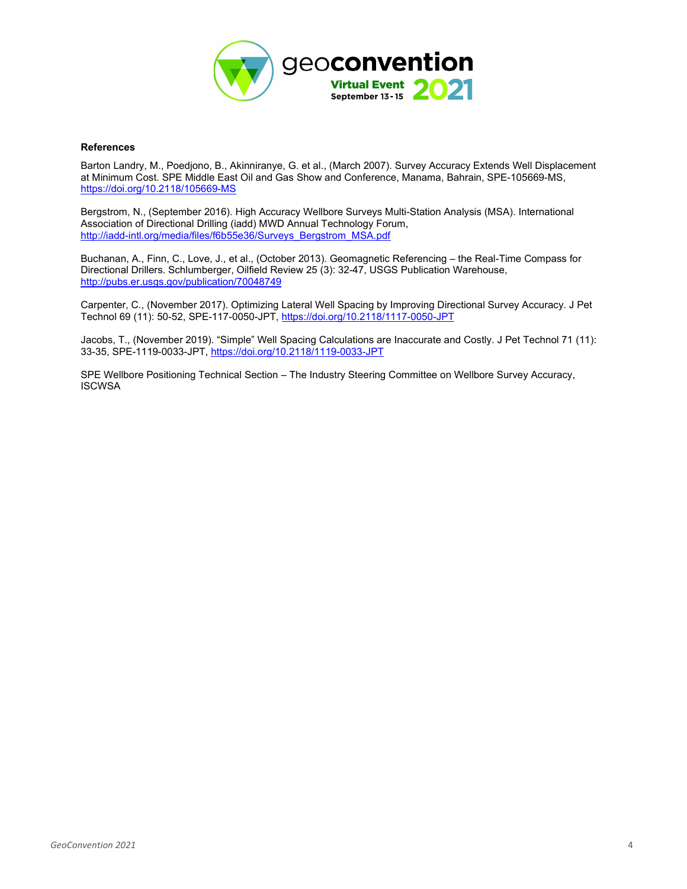**References**

Barton Landry, M., Poedjono, B., Akinniranye, G. et al., (March 2007). Survey Accuracy Extends Well Displacement at Minimum Cost. SPE Middle East Oil and Gas Show and Conference, Manama, Bahrain, SPE-105669-MS, https://doi.org/10.2118/105669-MS

Bergstrom, N., (September 2016). High Accuracy Wellbore Surveys Multi-Station Analysis (MSA). International Association of Directional Drilling (iadd) MWD Annual Technology Forum, http://iadd-intl.org/media/files/f6b55e36/Surveys_Bergstrom_MSA.pdf

Buchanan, A., Finn, C., Love, J., et al., (October 2013). Geomagnetic Referencing – the Real-Time Compass for Directional Drillers. Schlumberger, Oilfield Review 25 (3): 32-47, USGS Publication Warehouse, http://pubs.er.usgs.gov/publication/70048749

Carpenter, C., (November 2017). Optimizing Lateral Well Spacing by Improving Directional Survey Accuracy. J Pet Technol 69 (11): 50-52, SPE-117-0050-JPT, https://doi.org/10.2118/1117-0050-JPT

Jacobs, T., (November 2019). "Simple" Well Spacing Calculations are Inaccurate and Costly. J Pet Technol 71 (11): 33-35, SPE-1119-0033-JPT, https://doi.org/10.2118/1119-0033-JPT

SPE Wellbore Positioning Technical Section – The Industry Steering Committee on Wellbore Survey Accuracy, ISCWSA